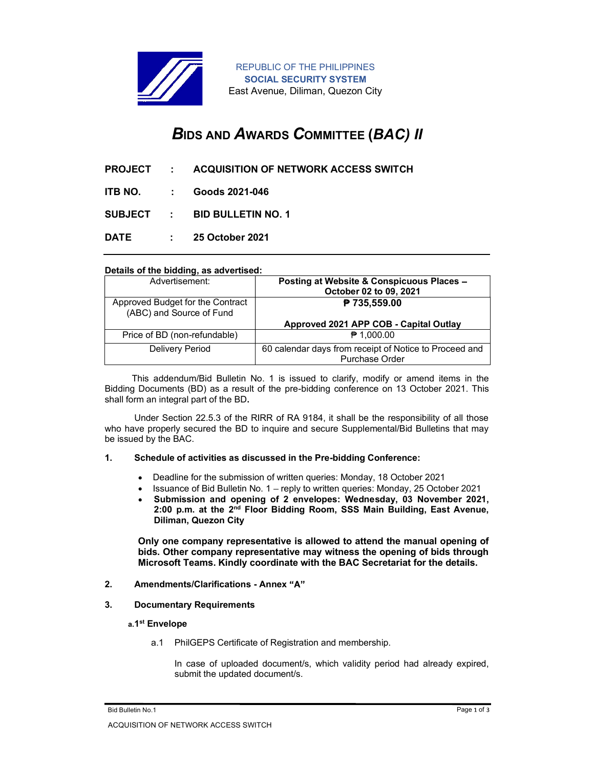REPUBLIC OF THE PHILIPPINES
**SOCIAL SECURITY SYSTEM**
East Avenue, Diliman, Quezon City

# ***B*IDS AND *A*WARDS *C*OMMITTEE (*BAC) II***

**PROJECT : ACQUISITION OF NETWORK ACCESS SWITCH**

**ITB NO. : Goods 2021-046**

**SUBJECT : BID BULLETIN NO. 1**

**DATE : 25 October 2021**

---

**Details of the bidding, as advertised:**

| Advertisement: | **Posting at Website & Conspicuous Places – October 02 to 09, 2021** |
|---|---|
| Approved Budget for the Contract (ABC) and Source of Fund | **₱ 735,559.00**<br><br>**Approved 2021 APP COB - Capital Outlay** |
| Price of BD (non-refundable) | ₱ 1,000.00 |
| Delivery Period | 60 calendar days from receipt of Notice to Proceed and Purchase Order |

This addendum/Bid Bulletin No. 1 is issued to clarify, modify or amend items in the Bidding Documents (BD) as a result of the pre-bidding conference on 13 October 2021. This shall form an integral part of the BD**.**

Under Section 22.5.3 of the RIRR of RA 9184, it shall be the responsibility of all those who have properly secured the BD to inquire and secure Supplemental/Bid Bulletins that may be issued by the BAC.

**1. Schedule of activities as discussed in the Pre-bidding Conference:**

- Deadline for the submission of written queries: Monday, 18 October 2021
- Issuance of Bid Bulletin No. 1 – reply to written queries: Monday, 25 October 2021
- **Submission and opening of 2 envelopes: Wednesday, 03 November 2021, 2:00 p.m. at the 2nd Floor Bidding Room, SSS Main Building, East Avenue, Diliman, Quezon City**

**Only one company representative is allowed to attend the manual opening of bids. Other company representative may witness the opening of bids through Microsoft Teams. Kindly coordinate with the BAC Secretariat for the details.**

**2. Amendments/Clarifications - Annex "A"**

**3. Documentary Requirements**

**a. 1st Envelope**

a.1 PhilGEPS Certificate of Registration and membership.

In case of uploaded document/s, which validity period had already expired, submit the updated document/s.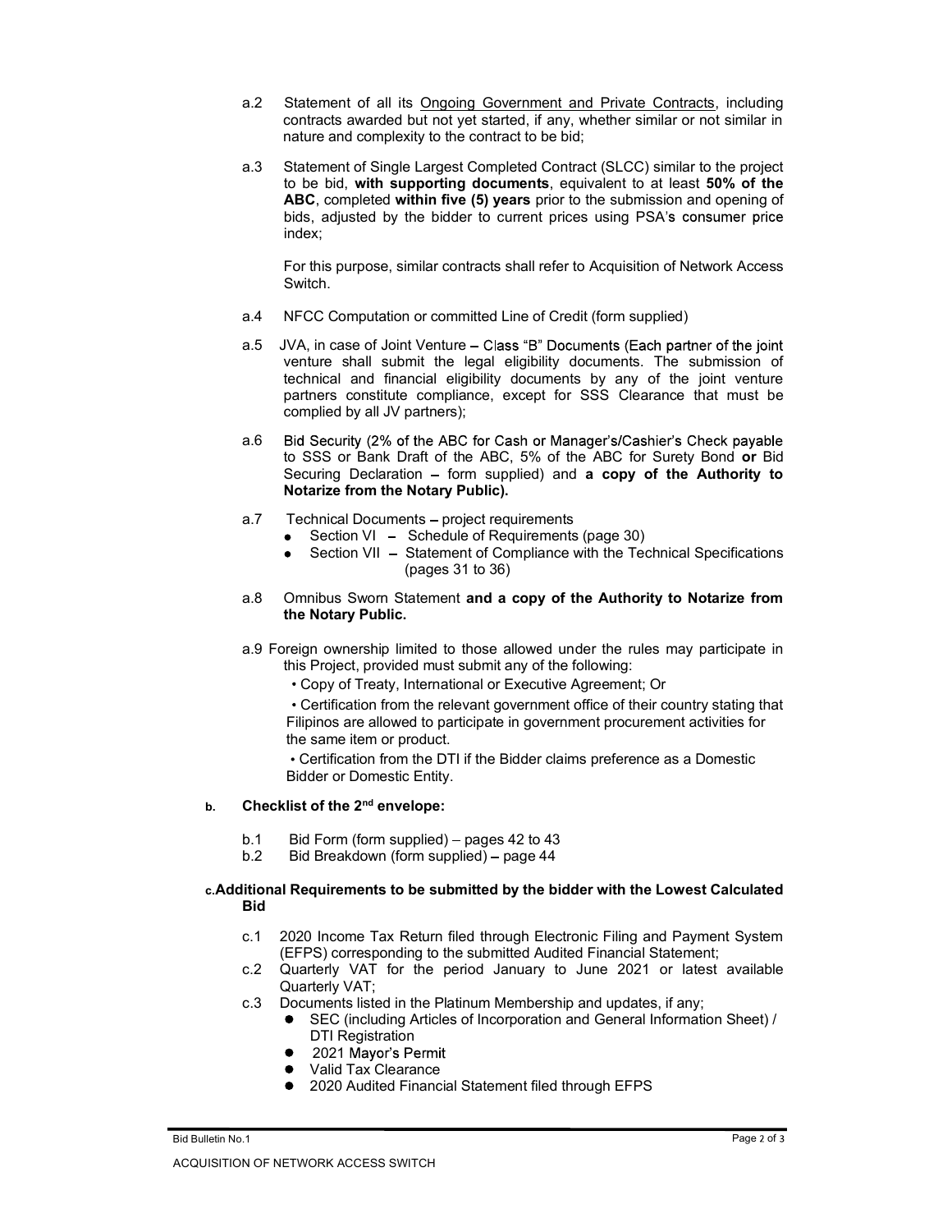a.2 Statement of all its <u>Ongoing Government and Private Contracts</u>, including contracts awarded but not yet started, if any, whether similar or not similar in nature and complexity to the contract to be bid;

a.3 Statement of Single Largest Completed Contract (SLCC) similar to the project to be bid, **with supporting documents**, equivalent to at least **50% of the ABC**, completed **within five (5) years** prior to the submission and opening of bids, adjusted by the bidder to current prices using PSA's consumer price index;

For this purpose, similar contracts shall refer to Acquisition of Network Access Switch.

a.4 NFCC Computation or committed Line of Credit (form supplied)

a.5 JVA, in case of Joint Venture – Class "B" Documents (Each partner of the joint venture shall submit the legal eligibility documents. The submission of technical and financial eligibility documents by any of the joint venture partners constitute compliance, except for SSS Clearance that must be complied by all JV partners);

a.6 Bid Security (2% of the ABC for Cash or Manager's/Cashier's Check payable to SSS or Bank Draft of the ABC, 5% of the ABC for Surety Bond **or** Bid Securing Declaration – form supplied) and **a copy of the Authority to Notarize from the Notary Public).**

a.7 Technical Documents – project requirements
- Section VI – Schedule of Requirements (page 30)
- Section VII – Statement of Compliance with the Technical Specifications (pages 31 to 36)

a.8 Omnibus Sworn Statement **and a copy of the Authority to Notarize from the Notary Public.**

a.9 Foreign ownership limited to those allowed under the rules may participate in this Project, provided must submit any of the following:
- Copy of Treaty, International or Executive Agreement; Or
- Certification from the relevant government office of their country stating that Filipinos are allowed to participate in government procurement activities for the same item or product.
- Certification from the DTI if the Bidder claims preference as a Domestic Bidder or Domestic Entity.

**b. Checklist of the 2nd envelope:**

b.1 Bid Form (form supplied) – pages 42 to 43
b.2 Bid Breakdown (form supplied) – page 44

**c. Additional Requirements to be submitted by the bidder with the Lowest Calculated Bid**

c.1 2020 Income Tax Return filed through Electronic Filing and Payment System (EFPS) corresponding to the submitted Audited Financial Statement;
c.2 Quarterly VAT for the period January to June 2021 or latest available Quarterly VAT;
c.3 Documents listed in the Platinum Membership and updates, if any;
- SEC (including Articles of Incorporation and General Information Sheet) / DTI Registration
- 2021 Mayor's Permit
- Valid Tax Clearance
- 2020 Audited Financial Statement filed through EFPS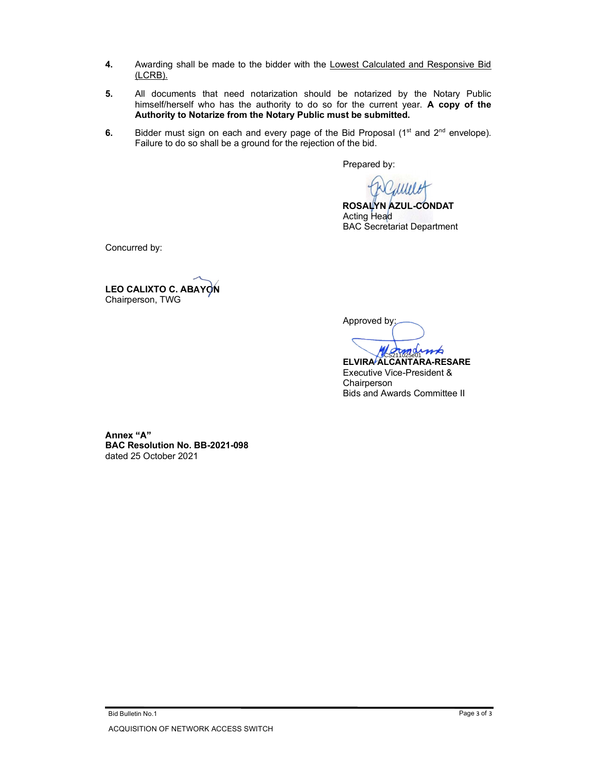4. Awarding shall be made to the bidder with the Lowest Calculated and Responsive Bid (LCRB).

5. All documents that need notarization should be notarized by the Notary Public himself/herself who has the authority to do so for the current year. **A copy of the Authority to Notarize from the Notary Public must be submitted.**

6. Bidder must sign on each and every page of the Bid Proposal (1st and 2nd envelope). Failure to do so shall be a ground for the rejection of the bid.

Prepared by:

**ROSALYN AZUL-CONDAT**
Acting Head
BAC Secretariat Department

Concurred by:

**LEO CALIXTO C. ABAYON**
Chairperson, TWG

Approved by:

CS211025e01

**ELVIRA ALCANTARA-RESARE**
Executive Vice-President &
Chairperson
Bids and Awards Committee II

**Annex "A"**
**BAC Resolution No. BB-2021-098**
dated 25 October 2021